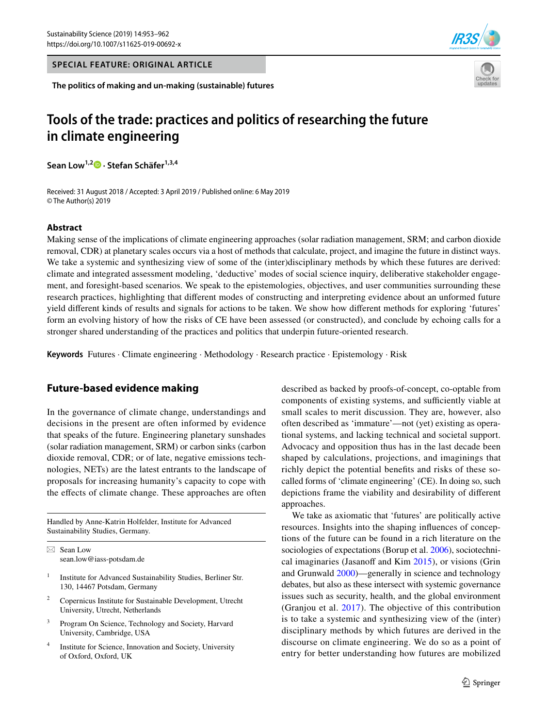SPECIAL FEATURE: ORIGINAL ARTICLE

The politics of making and un-making (sustainable) futures

# Tools of the trade: practices and politics of researching the future in climate engineering

**Sean Low**[1,2] · **Stefan Schäfer**[1,3,4]

Received: 31 August 2018 / Accepted: 3 April 2019 / Published online: 6 May 2019
© The Author(s) 2019

## Abstract

Making sense of the implications of climate engineering approaches (solar radiation management, SRM; and carbon dioxide removal, CDR) at planetary scales occurs via a host of methods that calculate, project, and imagine the future in distinct ways. We take a systemic and synthesizing view of some of the (inter)disciplinary methods by which these futures are derived: climate and integrated assessment modeling, 'deductive' modes of social science inquiry, deliberative stakeholder engagement, and foresight-based scenarios. We speak to the epistemologies, objectives, and user communities surrounding these research practices, highlighting that different modes of constructing and interpreting evidence about an unformed future yield different kinds of results and signals for actions to be taken. We show how different methods for exploring 'futures' form an evolving history of how the risks of CE have been assessed (or constructed), and conclude by echoing calls for a stronger shared understanding of the practices and politics that underpin future-oriented research.

**Keywords** Futures · Climate engineering · Methodology · Research practice · Epistemology · Risk

## Future-based evidence making

In the governance of climate change, understandings and decisions in the present are often informed by evidence that speaks of the future. Engineering planetary sunshades (solar radiation management, SRM) or carbon sinks (carbon dioxide removal, CDR; or of late, negative emissions technologies, NETs) are the latest entrants to the landscape of proposals for increasing humanity's capacity to cope with the effects of climate change. These approaches are often described as backed by proofs-of-concept, co-optable from components of existing systems, and sufficiently viable at small scales to merit discussion. They are, however, also often described as 'immature'—not (yet) existing as operational systems, and lacking technical and societal support. Advocacy and opposition thus has in the last decade been shaped by calculations, projections, and imaginings that richly depict the potential benefits and risks of these so-called forms of 'climate engineering' (CE). In doing so, such depictions frame the viability and desirability of different approaches.

We take as axiomatic that 'futures' are politically active resources. Insights into the shaping influences of conceptions of the future can be found in a rich literature on the sociologies of expectations (Borup et al. 2006), sociotechnical imaginaries (Jasanoff and Kim 2015), or visions (Grin and Grunwald 2000)—generally in science and technology debates, but also as these intersect with systemic governance issues such as security, health, and the global environment (Granjou et al. 2017). The objective of this contribution is to take a systemic and synthesizing view of the (inter) disciplinary methods by which futures are derived in the discourse on climate engineering. We do so as a point of entry for better understanding how futures are mobilized

---

Handled by Anne-Katrin Holfelder, Institute for Advanced Sustainability Studies, Germany.

✉ Sean Low
sean.low@iass-potsdam.de

1 Institute for Advanced Sustainability Studies, Berliner Str. 130, 14467 Potsdam, Germany

2 Copernicus Institute for Sustainable Development, Utrecht University, Utrecht, Netherlands

3 Program On Science, Technology and Society, Harvard University, Cambridge, USA

4 Institute for Science, Innovation and Society, University of Oxford, Oxford, UK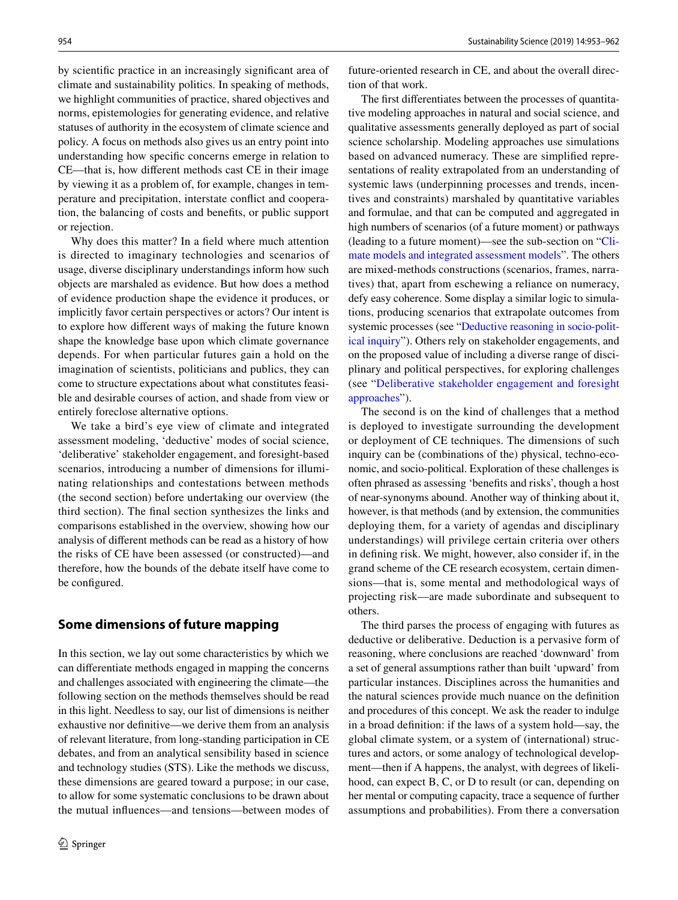by scientific practice in an increasingly significant area of climate and sustainability politics. In speaking of methods, we highlight communities of practice, shared objectives and norms, epistemologies for generating evidence, and relative statuses of authority in the ecosystem of climate science and policy. A focus on methods also gives us an entry point into understanding how specific concerns emerge in relation to CE—that is, how different methods cast CE in their image by viewing it as a problem of, for example, changes in temperature and precipitation, interstate conflict and cooperation, the balancing of costs and benefits, or public support or rejection.

Why does this matter? In a field where much attention is directed to imaginary technologies and scenarios of usage, diverse disciplinary understandings inform how such objects are marshaled as evidence. But how does a method of evidence production shape the evidence it produces, or implicitly favor certain perspectives or actors? Our intent is to explore how different ways of making the future known shape the knowledge base upon which climate governance depends. For when particular futures gain a hold on the imagination of scientists, politicians and publics, they can come to structure expectations about what constitutes feasible and desirable courses of action, and shade from view or entirely foreclose alternative options.

We take a bird's eye view of climate and integrated assessment modeling, 'deductive' modes of social science, 'deliberative' stakeholder engagement, and foresight-based scenarios, introducing a number of dimensions for illuminating relationships and contestations between methods (the second section) before undertaking our overview (the third section). The final section synthesizes the links and comparisons established in the overview, showing how our analysis of different methods can be read as a history of how the risks of CE have been assessed (or constructed)—and therefore, how the bounds of the debate itself have come to be configured.

## Some dimensions of future mapping

In this section, we lay out some characteristics by which we can differentiate methods engaged in mapping the concerns and challenges associated with engineering the climate—the following section on the methods themselves should be read in this light. Needless to say, our list of dimensions is neither exhaustive nor definitive—we derive them from an analysis of relevant literature, from long-standing participation in CE debates, and from an analytical sensibility based in science and technology studies (STS). Like the methods we discuss, these dimensions are geared toward a purpose; in our case, to allow for some systematic conclusions to be drawn about the mutual influences—and tensions—between modes of future-oriented research in CE, and about the overall direction of that work.

The first differentiates between the processes of quantitative modeling approaches in natural and social science, and qualitative assessments generally deployed as part of social science scholarship. Modeling approaches use simulations based on advanced numeracy. These are simplified representations of reality extrapolated from an understanding of systemic laws (underpinning processes and trends, incentives and constraints) marshaled by quantitative variables and formulae, and that can be computed and aggregated in high numbers of scenarios (of a future moment) or pathways (leading to a future moment)—see the sub-section on "Climate models and integrated assessment models". The others are mixed-methods constructions (scenarios, frames, narratives) that, apart from eschewing a reliance on numeracy, defy easy coherence. Some display a similar logic to simulations, producing scenarios that extrapolate outcomes from systemic processes (see "Deductive reasoning in socio-political inquiry"). Others rely on stakeholder engagements, and on the proposed value of including a diverse range of disciplinary and political perspectives, for exploring challenges (see "Deliberative stakeholder engagement and foresight approaches").

The second is on the kind of challenges that a method is deployed to investigate surrounding the development or deployment of CE techniques. The dimensions of such inquiry can be (combinations of the) physical, techno-economic, and socio-political. Exploration of these challenges is often phrased as assessing 'benefits and risks', though a host of near-synonyms abound. Another way of thinking about it, however, is that methods (and by extension, the communities deploying them, for a variety of agendas and disciplinary understandings) will privilege certain criteria over others in defining risk. We might, however, also consider if, in the grand scheme of the CE research ecosystem, certain dimensions—that is, some mental and methodological ways of projecting risk—are made subordinate and subsequent to others.

The third parses the process of engaging with futures as deductive or deliberative. Deduction is a pervasive form of reasoning, where conclusions are reached 'downward' from a set of general assumptions rather than built 'upward' from particular instances. Disciplines across the humanities and the natural sciences provide much nuance on the definition and procedures of this concept. We ask the reader to indulge in a broad definition: if the laws of a system hold—say, the global climate system, or a system of (international) structures and actors, or some analogy of technological development—then if A happens, the analyst, with degrees of likelihood, can expect B, C, or D to result (or can, depending on her mental or computing capacity, trace a sequence of further assumptions and probabilities). From there a conversation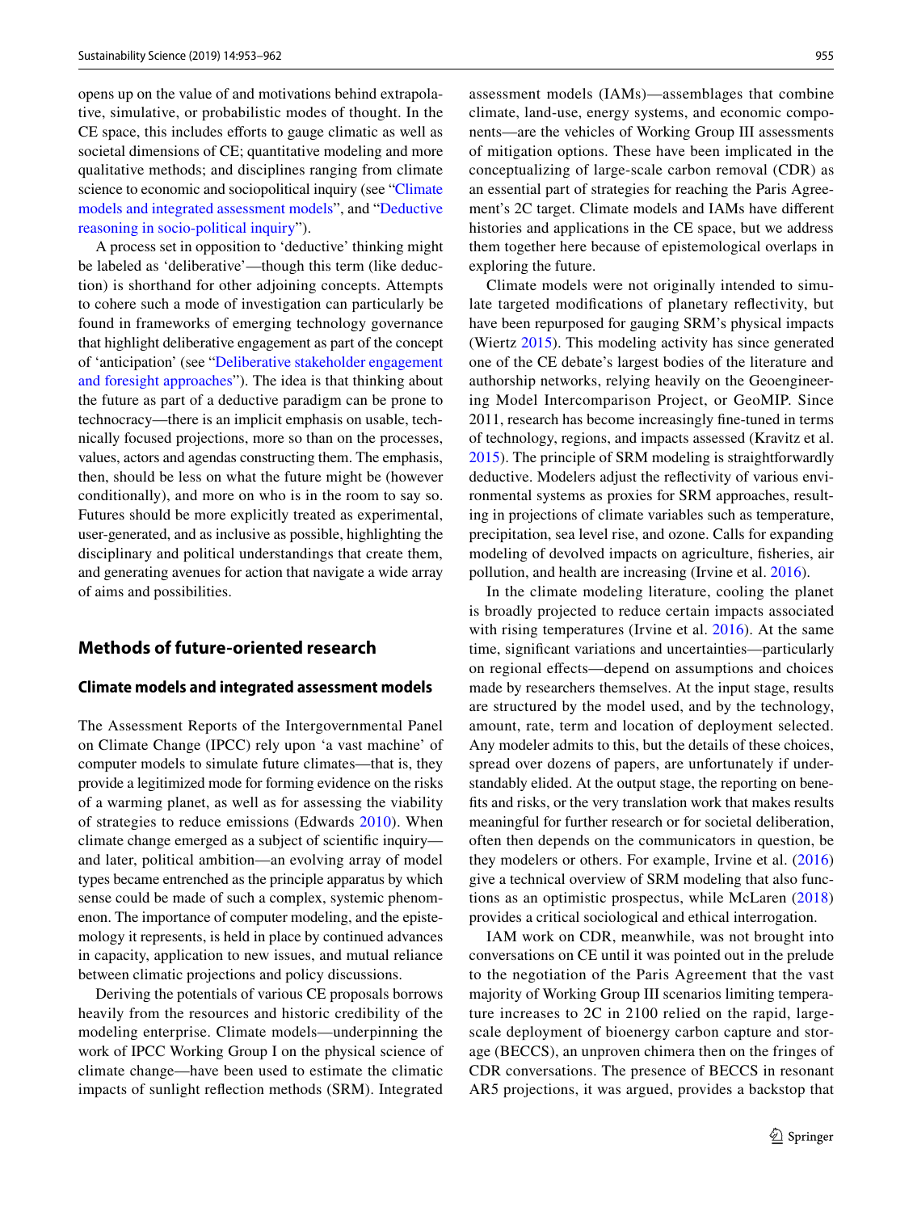opens up on the value of and motivations behind extrapolative, simulative, or probabilistic modes of thought. In the CE space, this includes efforts to gauge climatic as well as societal dimensions of CE; quantitative modeling and more qualitative methods; and disciplines ranging from climate science to economic and sociopolitical inquiry (see "Climate models and integrated assessment models", and "Deductive reasoning in socio-political inquiry").

A process set in opposition to 'deductive' thinking might be labeled as 'deliberative'—though this term (like deduction) is shorthand for other adjoining concepts. Attempts to cohere such a mode of investigation can particularly be found in frameworks of emerging technology governance that highlight deliberative engagement as part of the concept of 'anticipation' (see "Deliberative stakeholder engagement and foresight approaches"). The idea is that thinking about the future as part of a deductive paradigm can be prone to technocracy—there is an implicit emphasis on usable, technically focused projections, more so than on the processes, values, actors and agendas constructing them. The emphasis, then, should be less on what the future might be (however conditionally), and more on who is in the room to say so. Futures should be more explicitly treated as experimental, user-generated, and as inclusive as possible, highlighting the disciplinary and political understandings that create them, and generating avenues for action that navigate a wide array of aims and possibilities.

## Methods of future-oriented research

### Climate models and integrated assessment models

The Assessment Reports of the Intergovernmental Panel on Climate Change (IPCC) rely upon 'a vast machine' of computer models to simulate future climates—that is, they provide a legitimized mode for forming evidence on the risks of a warming planet, as well as for assessing the viability of strategies to reduce emissions (Edwards 2010). When climate change emerged as a subject of scientific inquiry—and later, political ambition—an evolving array of model types became entrenched as the principle apparatus by which sense could be made of such a complex, systemic phenomenon. The importance of computer modeling, and the epistemology it represents, is held in place by continued advances in capacity, application to new issues, and mutual reliance between climatic projections and policy discussions.

Deriving the potentials of various CE proposals borrows heavily from the resources and historic credibility of the modeling enterprise. Climate models—underpinning the work of IPCC Working Group I on the physical science of climate change—have been used to estimate the climatic impacts of sunlight reflection methods (SRM). Integrated assessment models (IAMs)—assemblages that combine climate, land-use, energy systems, and economic components—are the vehicles of Working Group III assessments of mitigation options. These have been implicated in the conceptualizing of large-scale carbon removal (CDR) as an essential part of strategies for reaching the Paris Agreement's 2C target. Climate models and IAMs have different histories and applications in the CE space, but we address them together here because of epistemological overlaps in exploring the future.

Climate models were not originally intended to simulate targeted modifications of planetary reflectivity, but have been repurposed for gauging SRM's physical impacts (Wiertz 2015). This modeling activity has since generated one of the CE debate's largest bodies of the literature and authorship networks, relying heavily on the Geoengineering Model Intercomparison Project, or GeoMIP. Since 2011, research has become increasingly fine-tuned in terms of technology, regions, and impacts assessed (Kravitz et al. 2015). The principle of SRM modeling is straightforwardly deductive. Modelers adjust the reflectivity of various environmental systems as proxies for SRM approaches, resulting in projections of climate variables such as temperature, precipitation, sea level rise, and ozone. Calls for expanding modeling of devolved impacts on agriculture, fisheries, air pollution, and health are increasing (Irvine et al. 2016).

In the climate modeling literature, cooling the planet is broadly projected to reduce certain impacts associated with rising temperatures (Irvine et al. 2016). At the same time, significant variations and uncertainties—particularly on regional effects—depend on assumptions and choices made by researchers themselves. At the input stage, results are structured by the model used, and by the technology, amount, rate, term and location of deployment selected. Any modeler admits to this, but the details of these choices, spread over dozens of papers, are unfortunately if understandably elided. At the output stage, the reporting on benefits and risks, or the very translation work that makes results meaningful for further research or for societal deliberation, often then depends on the communicators in question, be they modelers or others. For example, Irvine et al. (2016) give a technical overview of SRM modeling that also functions as an optimistic prospectus, while McLaren (2018) provides a critical sociological and ethical interrogation.

IAM work on CDR, meanwhile, was not brought into conversations on CE until it was pointed out in the prelude to the negotiation of the Paris Agreement that the vast majority of Working Group III scenarios limiting temperature increases to 2C in 2100 relied on the rapid, large-scale deployment of bioenergy carbon capture and storage (BECCS), an unproven chimera then on the fringes of CDR conversations. The presence of BECCS in resonant AR5 projections, it was argued, provides a backstop that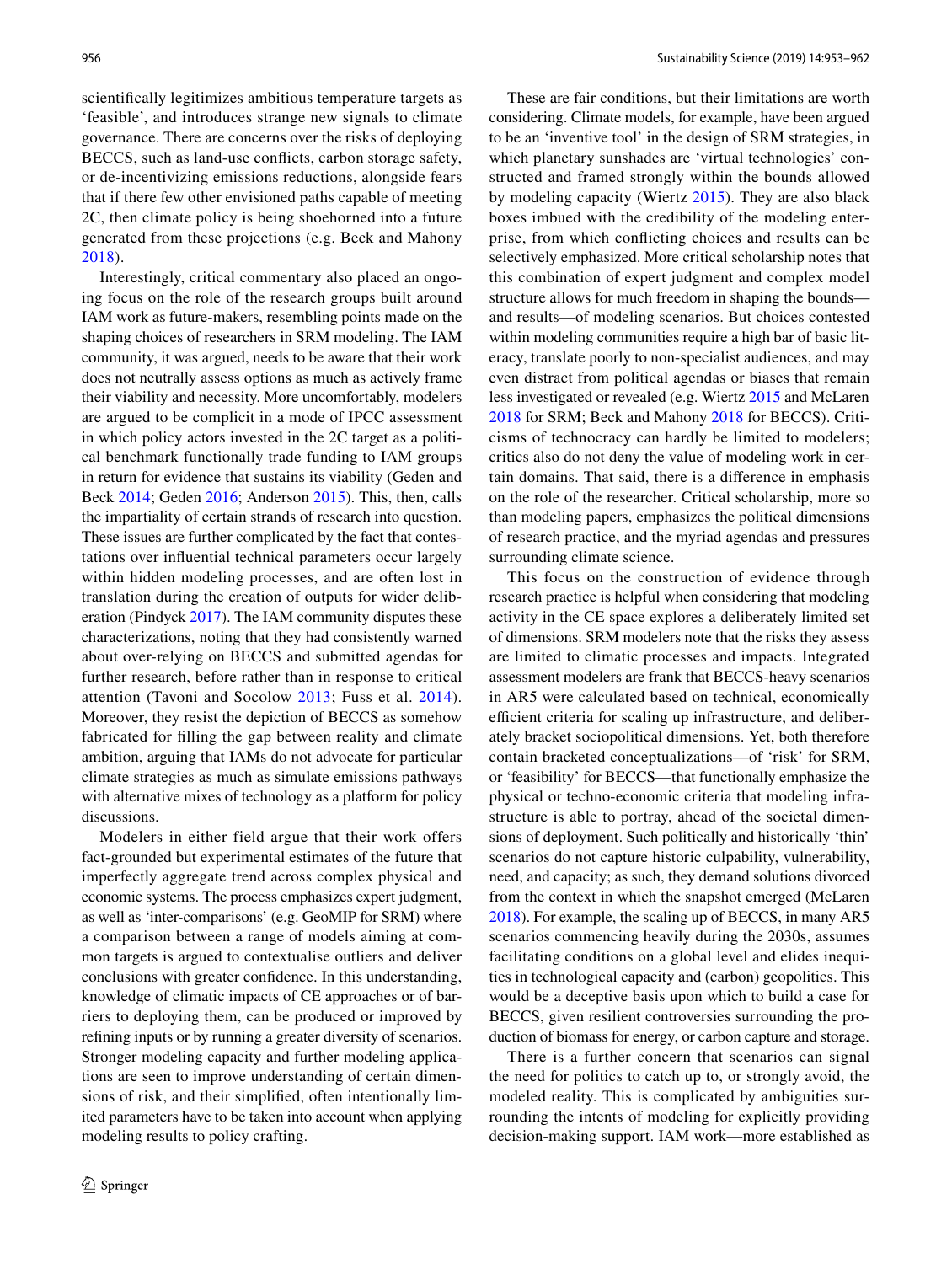scientifically legitimizes ambitious temperature targets as 'feasible', and introduces strange new signals to climate governance. There are concerns over the risks of deploying BECCS, such as land-use conflicts, carbon storage safety, or de-incentivizing emissions reductions, alongside fears that if there few other envisioned paths capable of meeting 2C, then climate policy is being shoehorned into a future generated from these projections (e.g. Beck and Mahony 2018).

Interestingly, critical commentary also placed an ongoing focus on the role of the research groups built around IAM work as future-makers, resembling points made on the shaping choices of researchers in SRM modeling. The IAM community, it was argued, needs to be aware that their work does not neutrally assess options as much as actively frame their viability and necessity. More uncomfortably, modelers are argued to be complicit in a mode of IPCC assessment in which policy actors invested in the 2C target as a political benchmark functionally trade funding to IAM groups in return for evidence that sustains its viability (Geden and Beck 2014; Geden 2016; Anderson 2015). This, then, calls the impartiality of certain strands of research into question. These issues are further complicated by the fact that contestations over influential technical parameters occur largely within hidden modeling processes, and are often lost in translation during the creation of outputs for wider deliberation (Pindyck 2017). The IAM community disputes these characterizations, noting that they had consistently warned about over-relying on BECCS and submitted agendas for further research, before rather than in response to critical attention (Tavoni and Socolow 2013; Fuss et al. 2014). Moreover, they resist the depiction of BECCS as somehow fabricated for filling the gap between reality and climate ambition, arguing that IAMs do not advocate for particular climate strategies as much as simulate emissions pathways with alternative mixes of technology as a platform for policy discussions.

Modelers in either field argue that their work offers fact-grounded but experimental estimates of the future that imperfectly aggregate trend across complex physical and economic systems. The process emphasizes expert judgment, as well as 'inter-comparisons' (e.g. GeoMIP for SRM) where a comparison between a range of models aiming at common targets is argued to contextualise outliers and deliver conclusions with greater confidence. In this understanding, knowledge of climatic impacts of CE approaches or of barriers to deploying them, can be produced or improved by refining inputs or by running a greater diversity of scenarios. Stronger modeling capacity and further modeling applications are seen to improve understanding of certain dimensions of risk, and their simplified, often intentionally limited parameters have to be taken into account when applying modeling results to policy crafting.

These are fair conditions, but their limitations are worth considering. Climate models, for example, have been argued to be an 'inventive tool' in the design of SRM strategies, in which planetary sunshades are 'virtual technologies' constructed and framed strongly within the bounds allowed by modeling capacity (Wiertz 2015). They are also black boxes imbued with the credibility of the modeling enterprise, from which conflicting choices and results can be selectively emphasized. More critical scholarship notes that this combination of expert judgment and complex model structure allows for much freedom in shaping the bounds—and results—of modeling scenarios. But choices contested within modeling communities require a high bar of basic literacy, translate poorly to non-specialist audiences, and may even distract from political agendas or biases that remain less investigated or revealed (e.g. Wiertz 2015 and McLaren 2018 for SRM; Beck and Mahony 2018 for BECCS). Criticisms of technocracy can hardly be limited to modelers; critics also do not deny the value of modeling work in certain domains. That said, there is a difference in emphasis on the role of the researcher. Critical scholarship, more so than modeling papers, emphasizes the political dimensions of research practice, and the myriad agendas and pressures surrounding climate science.

This focus on the construction of evidence through research practice is helpful when considering that modeling activity in the CE space explores a deliberately limited set of dimensions. SRM modelers note that the risks they assess are limited to climatic processes and impacts. Integrated assessment modelers are frank that BECCS-heavy scenarios in AR5 were calculated based on technical, economically efficient criteria for scaling up infrastructure, and deliberately bracket sociopolitical dimensions. Yet, both therefore contain bracketed conceptualizations—of 'risk' for SRM, or 'feasibility' for BECCS—that functionally emphasize the physical or techno-economic criteria that modeling infrastructure is able to portray, ahead of the societal dimensions of deployment. Such politically and historically 'thin' scenarios do not capture historic culpability, vulnerability, need, and capacity; as such, they demand solutions divorced from the context in which the snapshot emerged (McLaren 2018). For example, the scaling up of BECCS, in many AR5 scenarios commencing heavily during the 2030s, assumes facilitating conditions on a global level and elides inequities in technological capacity and (carbon) geopolitics. This would be a deceptive basis upon which to build a case for BECCS, given resilient controversies surrounding the production of biomass for energy, or carbon capture and storage.

There is a further concern that scenarios can signal the need for politics to catch up to, or strongly avoid, the modeled reality. This is complicated by ambiguities surrounding the intents of modeling for explicitly providing decision-making support. IAM work—more established as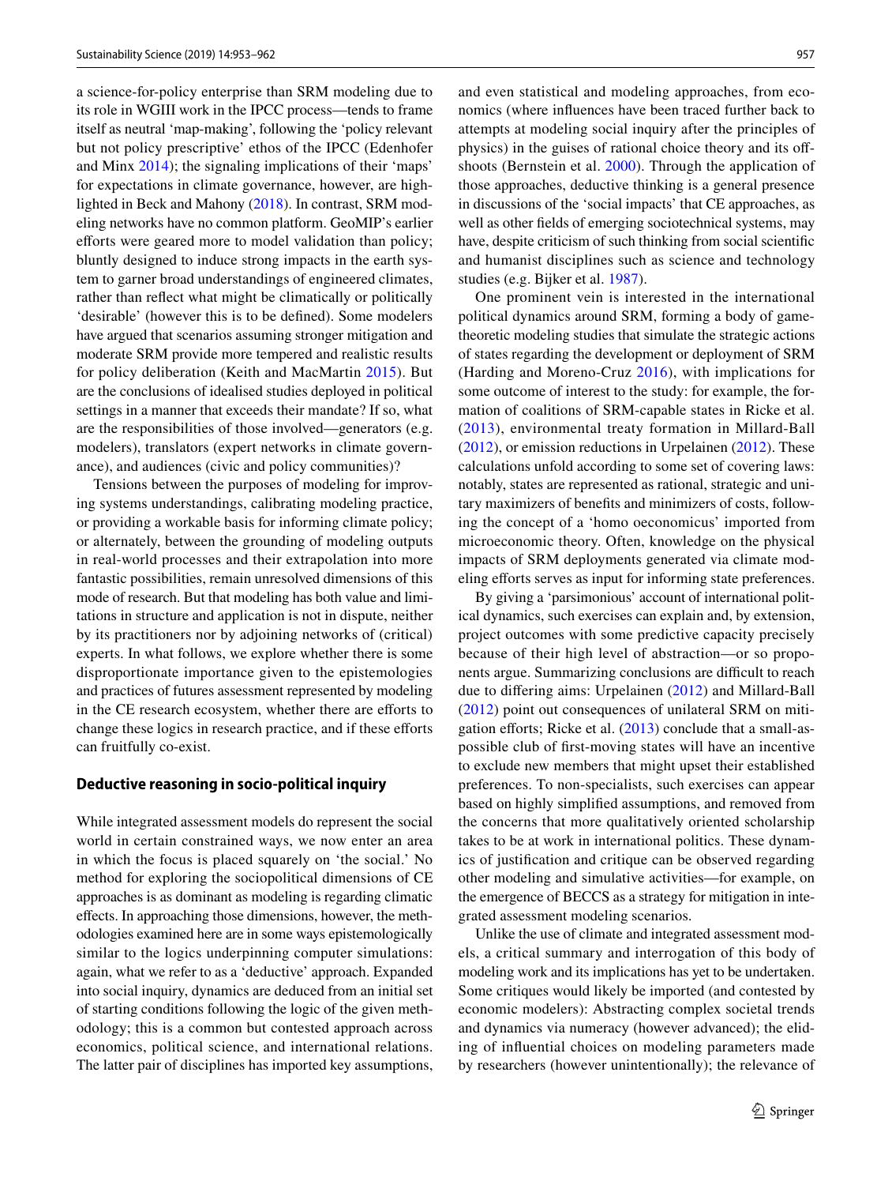a science-for-policy enterprise than SRM modeling due to its role in WGIII work in the IPCC process—tends to frame itself as neutral 'map-making', following the 'policy relevant but not policy prescriptive' ethos of the IPCC (Edenhofer and Minx 2014); the signaling implications of their 'maps' for expectations in climate governance, however, are highlighted in Beck and Mahony (2018). In contrast, SRM modeling networks have no common platform. GeoMIP's earlier efforts were geared more to model validation than policy; bluntly designed to induce strong impacts in the earth system to garner broad understandings of engineered climates, rather than reflect what might be climatically or politically 'desirable' (however this is to be defined). Some modelers have argued that scenarios assuming stronger mitigation and moderate SRM provide more tempered and realistic results for policy deliberation (Keith and MacMartin 2015). But are the conclusions of idealised studies deployed in political settings in a manner that exceeds their mandate? If so, what are the responsibilities of those involved—generators (e.g. modelers), translators (expert networks in climate governance), and audiences (civic and policy communities)?

Tensions between the purposes of modeling for improving systems understandings, calibrating modeling practice, or providing a workable basis for informing climate policy; or alternately, between the grounding of modeling outputs in real-world processes and their extrapolation into more fantastic possibilities, remain unresolved dimensions of this mode of research. But that modeling has both value and limitations in structure and application is not in dispute, neither by its practitioners nor by adjoining networks of (critical) experts. In what follows, we explore whether there is some disproportionate importance given to the epistemologies and practices of futures assessment represented by modeling in the CE research ecosystem, whether there are efforts to change these logics in research practice, and if these efforts can fruitfully co-exist.

## Deductive reasoning in socio-political inquiry

While integrated assessment models do represent the social world in certain constrained ways, we now enter an area in which the focus is placed squarely on 'the social.' No method for exploring the sociopolitical dimensions of CE approaches is as dominant as modeling is regarding climatic effects. In approaching those dimensions, however, the methodologies examined here are in some ways epistemologically similar to the logics underpinning computer simulations: again, what we refer to as a 'deductive' approach. Expanded into social inquiry, dynamics are deduced from an initial set of starting conditions following the logic of the given methodology; this is a common but contested approach across economics, political science, and international relations. The latter pair of disciplines has imported key assumptions, and even statistical and modeling approaches, from economics (where influences have been traced further back to attempts at modeling social inquiry after the principles of physics) in the guises of rational choice theory and its offshoots (Bernstein et al. 2000). Through the application of those approaches, deductive thinking is a general presence in discussions of the 'social impacts' that CE approaches, as well as other fields of emerging sociotechnical systems, may have, despite criticism of such thinking from social scientific and humanist disciplines such as science and technology studies (e.g. Bijker et al. 1987).

One prominent vein is interested in the international political dynamics around SRM, forming a body of game-theoretic modeling studies that simulate the strategic actions of states regarding the development or deployment of SRM (Harding and Moreno-Cruz 2016), with implications for some outcome of interest to the study: for example, the formation of coalitions of SRM-capable states in Ricke et al. (2013), environmental treaty formation in Millard-Ball (2012), or emission reductions in Urpelainen (2012). These calculations unfold according to some set of covering laws: notably, states are represented as rational, strategic and unitary maximizers of benefits and minimizers of costs, following the concept of a 'homo oeconomicus' imported from microeconomic theory. Often, knowledge on the physical impacts of SRM deployments generated via climate modeling efforts serves as input for informing state preferences.

By giving a 'parsimonious' account of international political dynamics, such exercises can explain and, by extension, project outcomes with some predictive capacity precisely because of their high level of abstraction—or so proponents argue. Summarizing conclusions are difficult to reach due to differing aims: Urpelainen (2012) and Millard-Ball (2012) point out consequences of unilateral SRM on mitigation efforts; Ricke et al. (2013) conclude that a small-as-possible club of first-moving states will have an incentive to exclude new members that might upset their established preferences. To non-specialists, such exercises can appear based on highly simplified assumptions, and removed from the concerns that more qualitatively oriented scholarship takes to be at work in international politics. These dynamics of justification and critique can be observed regarding other modeling and simulative activities—for example, on the emergence of BECCS as a strategy for mitigation in integrated assessment modeling scenarios.

Unlike the use of climate and integrated assessment models, a critical summary and interrogation of this body of modeling work and its implications has yet to be undertaken. Some critiques would likely be imported (and contested by economic modelers): Abstracting complex societal trends and dynamics via numeracy (however advanced); the eliding of influential choices on modeling parameters made by researchers (however unintentionally); the relevance of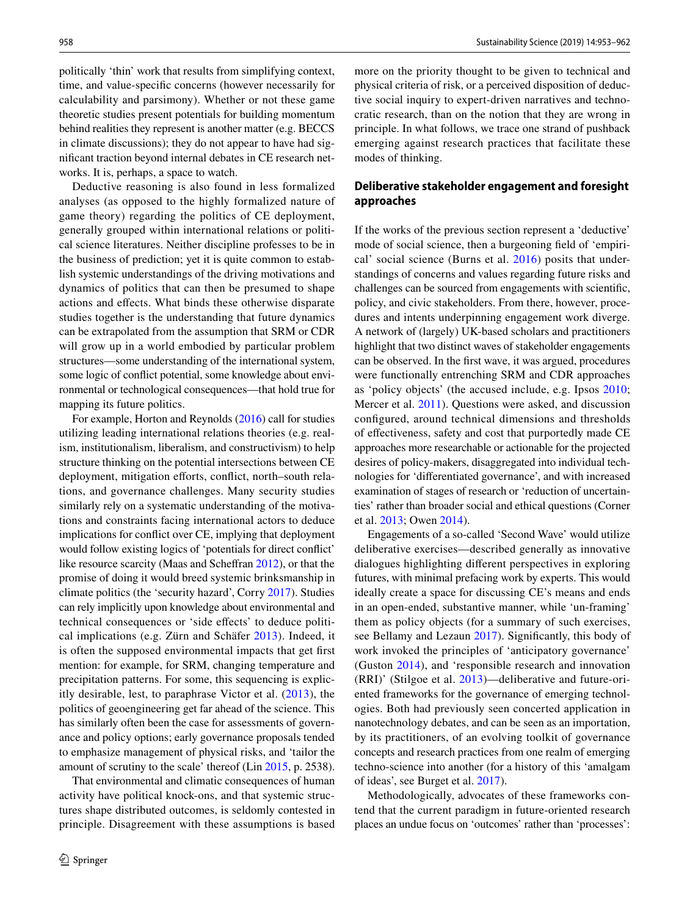politically 'thin' work that results from simplifying context, time, and value-specific concerns (however necessarily for calculability and parsimony). Whether or not these game theoretic studies present potentials for building momentum behind realities they represent is another matter (e.g. BECCS in climate discussions); they do not appear to have had significant traction beyond internal debates in CE research networks. It is, perhaps, a space to watch.

Deductive reasoning is also found in less formalized analyses (as opposed to the highly formalized nature of game theory) regarding the politics of CE deployment, generally grouped within international relations or political science literatures. Neither discipline professes to be in the business of prediction; yet it is quite common to establish systemic understandings of the driving motivations and dynamics of politics that can then be presumed to shape actions and effects. What binds these otherwise disparate studies together is the understanding that future dynamics can be extrapolated from the assumption that SRM or CDR will grow up in a world embodied by particular problem structures—some understanding of the international system, some logic of conflict potential, some knowledge about environmental or technological consequences—that hold true for mapping its future politics.

For example, Horton and Reynolds (2016) call for studies utilizing leading international relations theories (e.g. realism, institutionalism, liberalism, and constructivism) to help structure thinking on the potential intersections between CE deployment, mitigation efforts, conflict, north–south relations, and governance challenges. Many security studies similarly rely on a systematic understanding of the motivations and constraints facing international actors to deduce implications for conflict over CE, implying that deployment would follow existing logics of 'potentials for direct conflict' like resource scarcity (Maas and Scheffran 2012), or that the promise of doing it would breed systemic brinksmanship in climate politics (the 'security hazard', Corry 2017). Studies can rely implicitly upon knowledge about environmental and technical consequences or 'side effects' to deduce political implications (e.g. Zürn and Schäfer 2013). Indeed, it is often the supposed environmental impacts that get first mention: for example, for SRM, changing temperature and precipitation patterns. For some, this sequencing is explicitly desirable, lest, to paraphrase Victor et al. (2013), the politics of geoengineering get far ahead of the science. This has similarly often been the case for assessments of governance and policy options; early governance proposals tended to emphasize management of physical risks, and 'tailor the amount of scrutiny to the scale' thereof (Lin 2015, p. 2538).

That environmental and climatic consequences of human activity have political knock-ons, and that systemic structures shape distributed outcomes, is seldomly contested in principle. Disagreement with these assumptions is based more on the priority thought to be given to technical and physical criteria of risk, or a perceived disposition of deductive social inquiry to expert-driven narratives and technocratic research, than on the notion that they are wrong in principle. In what follows, we trace one strand of pushback emerging against research practices that facilitate these modes of thinking.

## Deliberative stakeholder engagement and foresight approaches

If the works of the previous section represent a 'deductive' mode of social science, then a burgeoning field of 'empirical' social science (Burns et al. 2016) posits that understandings of concerns and values regarding future risks and challenges can be sourced from engagements with scientific, policy, and civic stakeholders. From there, however, procedures and intents underpinning engagement work diverge. A network of (largely) UK-based scholars and practitioners highlight that two distinct waves of stakeholder engagements can be observed. In the first wave, it was argued, procedures were functionally entrenching SRM and CDR approaches as 'policy objects' (the accused include, e.g. Ipsos 2010; Mercer et al. 2011). Questions were asked, and discussion configured, around technical dimensions and thresholds of effectiveness, safety and cost that purportedly made CE approaches more researchable or actionable for the projected desires of policy-makers, disaggregated into individual technologies for 'differentiated governance', and with increased examination of stages of research or 'reduction of uncertainties' rather than broader social and ethical questions (Corner et al. 2013; Owen 2014).

Engagements of a so-called 'Second Wave' would utilize deliberative exercises—described generally as innovative dialogues highlighting different perspectives in exploring futures, with minimal prefacing work by experts. This would ideally create a space for discussing CE's means and ends in an open-ended, substantive manner, while 'un-framing' them as policy objects (for a summary of such exercises, see Bellamy and Lezaun 2017). Significantly, this body of work invoked the principles of 'anticipatory governance' (Guston 2014), and 'responsible research and innovation (RRI)' (Stilgoe et al. 2013)—deliberative and future-oriented frameworks for the governance of emerging technologies. Both had previously seen concerted application in nanotechnology debates, and can be seen as an importation, by its practitioners, of an evolving toolkit of governance concepts and research practices from one realm of emerging techno-science into another (for a history of this 'amalgam of ideas', see Burget et al. 2017).

Methodologically, advocates of these frameworks contend that the current paradigm in future-oriented research places an undue focus on 'outcomes' rather than 'processes':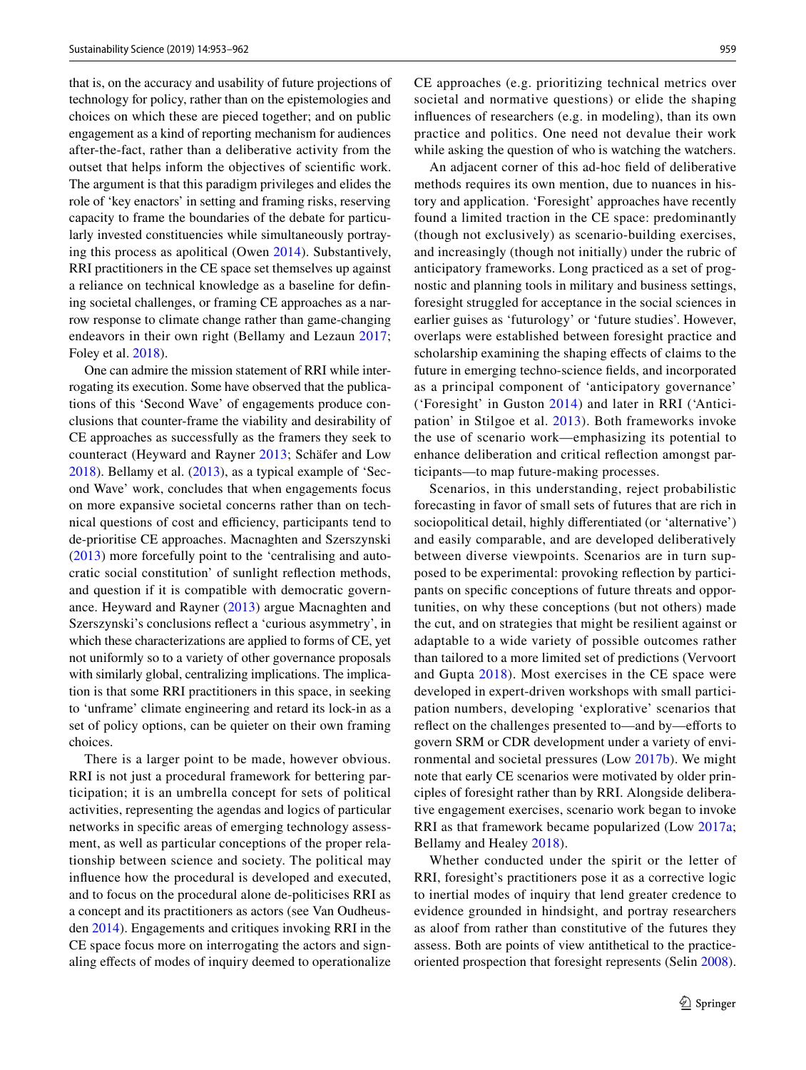that is, on the accuracy and usability of future projections of technology for policy, rather than on the epistemologies and choices on which these are pieced together; and on public engagement as a kind of reporting mechanism for audiences after-the-fact, rather than a deliberative activity from the outset that helps inform the objectives of scientific work. The argument is that this paradigm privileges and elides the role of 'key enactors' in setting and framing risks, reserving capacity to frame the boundaries of the debate for particularly invested constituencies while simultaneously portraying this process as apolitical (Owen 2014). Substantively, RRI practitioners in the CE space set themselves up against a reliance on technical knowledge as a baseline for defining societal challenges, or framing CE approaches as a narrow response to climate change rather than game-changing endeavors in their own right (Bellamy and Lezaun 2017; Foley et al. 2018).

One can admire the mission statement of RRI while interrogating its execution. Some have observed that the publications of this 'Second Wave' of engagements produce conclusions that counter-frame the viability and desirability of CE approaches as successfully as the framers they seek to counteract (Heyward and Rayner 2013; Schäfer and Low 2018). Bellamy et al. (2013), as a typical example of 'Second Wave' work, concludes that when engagements focus on more expansive societal concerns rather than on technical questions of cost and efficiency, participants tend to de-prioritise CE approaches. Macnaghten and Szerszynski (2013) more forcefully point to the 'centralising and autocratic social constitution' of sunlight reflection methods, and question if it is compatible with democratic governance. Heyward and Rayner (2013) argue Macnaghten and Szerszynski's conclusions reflect a 'curious asymmetry', in which these characterizations are applied to forms of CE, yet not uniformly so to a variety of other governance proposals with similarly global, centralizing implications. The implication is that some RRI practitioners in this space, in seeking to 'unframe' climate engineering and retard its lock-in as a set of policy options, can be quieter on their own framing choices.

There is a larger point to be made, however obvious. RRI is not just a procedural framework for bettering participation; it is an umbrella concept for sets of political activities, representing the agendas and logics of particular networks in specific areas of emerging technology assessment, as well as particular conceptions of the proper relationship between science and society. The political may influence how the procedural is developed and executed, and to focus on the procedural alone de-politicises RRI as a concept and its practitioners as actors (see Van Oudheusden 2014). Engagements and critiques invoking RRI in the CE space focus more on interrogating the actors and signaling effects of modes of inquiry deemed to operationalize CE approaches (e.g. prioritizing technical metrics over societal and normative questions) or elide the shaping influences of researchers (e.g. in modeling), than its own practice and politics. One need not devalue their work while asking the question of who is watching the watchers.

An adjacent corner of this ad-hoc field of deliberative methods requires its own mention, due to nuances in history and application. 'Foresight' approaches have recently found a limited traction in the CE space: predominantly (though not exclusively) as scenario-building exercises, and increasingly (though not initially) under the rubric of anticipatory frameworks. Long practiced as a set of prognostic and planning tools in military and business settings, foresight struggled for acceptance in the social sciences in earlier guises as 'futurology' or 'future studies'. However, overlaps were established between foresight practice and scholarship examining the shaping effects of claims to the future in emerging techno-science fields, and incorporated as a principal component of 'anticipatory governance' ('Foresight' in Guston 2014) and later in RRI ('Anticipation' in Stilgoe et al. 2013). Both frameworks invoke the use of scenario work—emphasizing its potential to enhance deliberation and critical reflection amongst participants—to map future-making processes.

Scenarios, in this understanding, reject probabilistic forecasting in favor of small sets of futures that are rich in sociopolitical detail, highly differentiated (or 'alternative') and easily comparable, and are developed deliberatively between diverse viewpoints. Scenarios are in turn supposed to be experimental: provoking reflection by participants on specific conceptions of future threats and opportunities, on why these conceptions (but not others) made the cut, and on strategies that might be resilient against or adaptable to a wide variety of possible outcomes rather than tailored to a more limited set of predictions (Vervoort and Gupta 2018). Most exercises in the CE space were developed in expert-driven workshops with small participation numbers, developing 'explorative' scenarios that reflect on the challenges presented to—and by—efforts to govern SRM or CDR development under a variety of environmental and societal pressures (Low 2017b). We might note that early CE scenarios were motivated by older principles of foresight rather than by RRI. Alongside deliberative engagement exercises, scenario work began to invoke RRI as that framework became popularized (Low 2017a; Bellamy and Healey 2018).

Whether conducted under the spirit or the letter of RRI, foresight's practitioners pose it as a corrective logic to inertial modes of inquiry that lend greater credence to evidence grounded in hindsight, and portray researchers as aloof from rather than constitutive of the futures they assess. Both are points of view antithetical to the practice-oriented prospection that foresight represents (Selin 2008).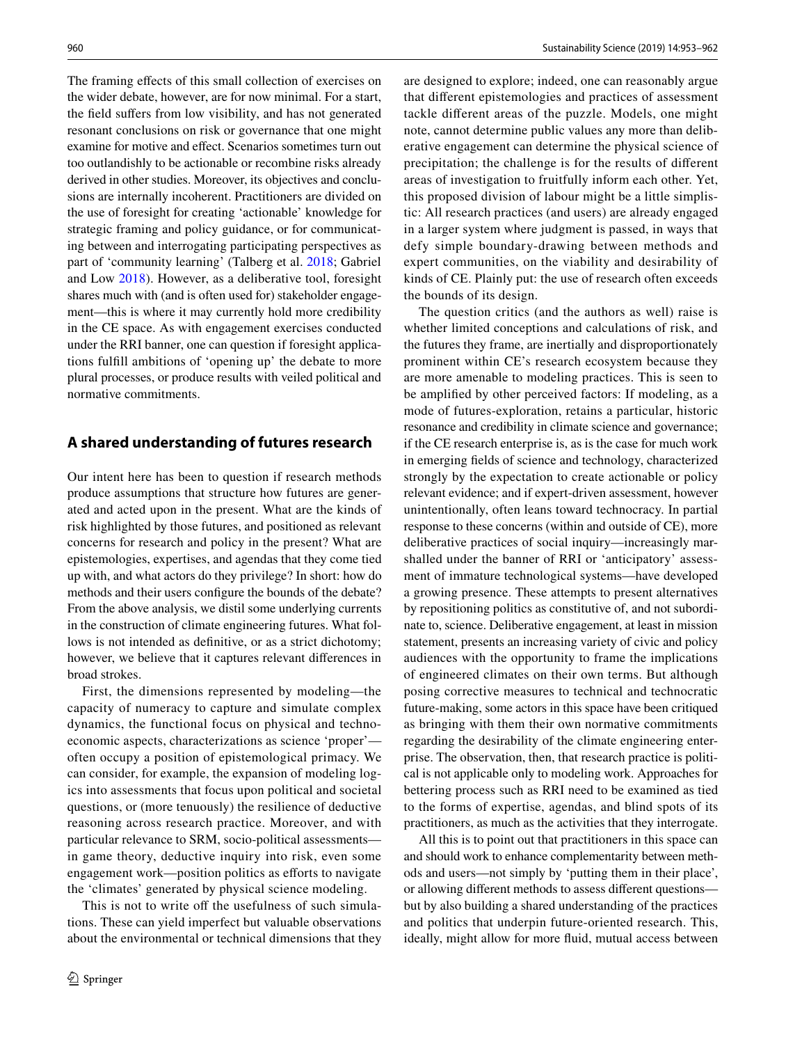The framing effects of this small collection of exercises on the wider debate, however, are for now minimal. For a start, the field suffers from low visibility, and has not generated resonant conclusions on risk or governance that one might examine for motive and effect. Scenarios sometimes turn out too outlandishly to be actionable or recombine risks already derived in other studies. Moreover, its objectives and conclusions are internally incoherent. Practitioners are divided on the use of foresight for creating 'actionable' knowledge for strategic framing and policy guidance, or for communicating between and interrogating participating perspectives as part of 'community learning' (Talberg et al. 2018; Gabriel and Low 2018). However, as a deliberative tool, foresight shares much with (and is often used for) stakeholder engagement—this is where it may currently hold more credibility in the CE space. As with engagement exercises conducted under the RRI banner, one can question if foresight applications fulfill ambitions of 'opening up' the debate to more plural processes, or produce results with veiled political and normative commitments.

## A shared understanding of futures research

Our intent here has been to question if research methods produce assumptions that structure how futures are generated and acted upon in the present. What are the kinds of risk highlighted by those futures, and positioned as relevant concerns for research and policy in the present? What are epistemologies, expertises, and agendas that they come tied up with, and what actors do they privilege? In short: how do methods and their users configure the bounds of the debate? From the above analysis, we distil some underlying currents in the construction of climate engineering futures. What follows is not intended as definitive, or as a strict dichotomy; however, we believe that it captures relevant differences in broad strokes.

First, the dimensions represented by modeling—the capacity of numeracy to capture and simulate complex dynamics, the functional focus on physical and techno-economic aspects, characterizations as science 'proper'—often occupy a position of epistemological primacy. We can consider, for example, the expansion of modeling logics into assessments that focus upon political and societal questions, or (more tenuously) the resilience of deductive reasoning across research practice. Moreover, and with particular relevance to SRM, socio-political assessments—in game theory, deductive inquiry into risk, even some engagement work—position politics as efforts to navigate the 'climates' generated by physical science modeling.

This is not to write off the usefulness of such simulations. These can yield imperfect but valuable observations about the environmental or technical dimensions that they are designed to explore; indeed, one can reasonably argue that different epistemologies and practices of assessment tackle different areas of the puzzle. Models, one might note, cannot determine public values any more than deliberative engagement can determine the physical science of precipitation; the challenge is for the results of different areas of investigation to fruitfully inform each other. Yet, this proposed division of labour might be a little simplistic: All research practices (and users) are already engaged in a larger system where judgment is passed, in ways that defy simple boundary-drawing between methods and expert communities, on the viability and desirability of kinds of CE. Plainly put: the use of research often exceeds the bounds of its design.

The question critics (and the authors as well) raise is whether limited conceptions and calculations of risk, and the futures they frame, are inertially and disproportionately prominent within CE's research ecosystem because they are more amenable to modeling practices. This is seen to be amplified by other perceived factors: If modeling, as a mode of futures-exploration, retains a particular, historic resonance and credibility in climate science and governance; if the CE research enterprise is, as is the case for much work in emerging fields of science and technology, characterized strongly by the expectation to create actionable or policy relevant evidence; and if expert-driven assessment, however unintentionally, often leans toward technocracy. In partial response to these concerns (within and outside of CE), more deliberative practices of social inquiry—increasingly marshalled under the banner of RRI or 'anticipatory' assessment of immature technological systems—have developed a growing presence. These attempts to present alternatives by repositioning politics as constitutive of, and not subordinate to, science. Deliberative engagement, at least in mission statement, presents an increasing variety of civic and policy audiences with the opportunity to frame the implications of engineered climates on their own terms. But although posing corrective measures to technical and technocratic future-making, some actors in this space have been critiqued as bringing with them their own normative commitments regarding the desirability of the climate engineering enterprise. The observation, then, that research practice is political is not applicable only to modeling work. Approaches for bettering process such as RRI need to be examined as tied to the forms of expertise, agendas, and blind spots of its practitioners, as much as the activities that they interrogate.

All this is to point out that practitioners in this space can and should work to enhance complementarity between methods and users—not simply by 'putting them in their place', or allowing different methods to assess different questions—but by also building a shared understanding of the practices and politics that underpin future-oriented research. This, ideally, might allow for more fluid, mutual access between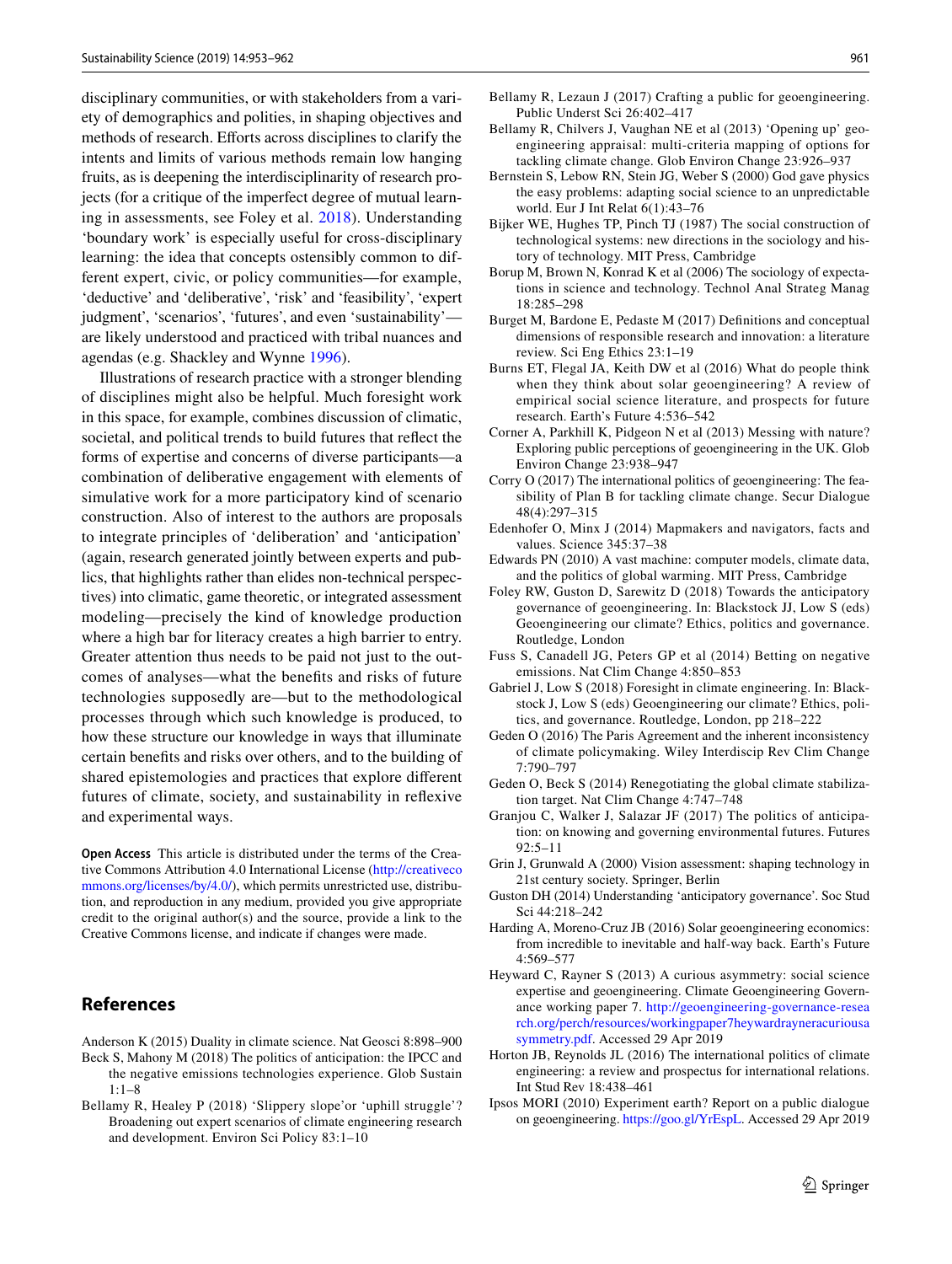disciplinary communities, or with stakeholders from a variety of demographics and polities, in shaping objectives and methods of research. Efforts across disciplines to clarify the intents and limits of various methods remain low hanging fruits, as is deepening the interdisciplinarity of research projects (for a critique of the imperfect degree of mutual learning in assessments, see Foley et al. 2018). Understanding 'boundary work' is especially useful for cross-disciplinary learning: the idea that concepts ostensibly common to different expert, civic, or policy communities—for example, 'deductive' and 'deliberative', 'risk' and 'feasibility', 'expert judgment', 'scenarios', 'futures', and even 'sustainability'—are likely understood and practiced with tribal nuances and agendas (e.g. Shackley and Wynne 1996).

Illustrations of research practice with a stronger blending of disciplines might also be helpful. Much foresight work in this space, for example, combines discussion of climatic, societal, and political trends to build futures that reflect the forms of expertise and concerns of diverse participants—a combination of deliberative engagement with elements of simulative work for a more participatory kind of scenario construction. Also of interest to the authors are proposals to integrate principles of 'deliberation' and 'anticipation' (again, research generated jointly between experts and publics, that highlights rather than elides non-technical perspectives) into climatic, game theoretic, or integrated assessment modeling—precisely the kind of knowledge production where a high bar for literacy creates a high barrier to entry. Greater attention thus needs to be paid not just to the outcomes of analyses—what the benefits and risks of future technologies supposedly are—but to the methodological processes through which such knowledge is produced, to how these structure our knowledge in ways that illuminate certain benefits and risks over others, and to the building of shared epistemologies and practices that explore different futures of climate, society, and sustainability in reflexive and experimental ways.

**Open Access** This article is distributed under the terms of the Creative Commons Attribution 4.0 International License (http://creativecommons.org/licenses/by/4.0/), which permits unrestricted use, distribution, and reproduction in any medium, provided you give appropriate credit to the original author(s) and the source, provide a link to the Creative Commons license, and indicate if changes were made.

## References

Anderson K (2015) Duality in climate science. Nat Geosci 8:898–900

Beck S, Mahony M (2018) The politics of anticipation: the IPCC and the negative emissions technologies experience. Glob Sustain 1:1–8

Bellamy R, Healey P (2018) 'Slippery slope'or 'uphill struggle'? Broadening out expert scenarios of climate engineering research and development. Environ Sci Policy 83:1–10

Bellamy R, Lezaun J (2017) Crafting a public for geoengineering. Public Underst Sci 26:402–417

Bellamy R, Chilvers J, Vaughan NE et al (2013) 'Opening up' geoengineering appraisal: multi-criteria mapping of options for tackling climate change. Glob Environ Change 23:926–937

Bernstein S, Lebow RN, Stein JG, Weber S (2000) God gave physics the easy problems: adapting social science to an unpredictable world. Eur J Int Relat 6(1):43–76

Bijker WE, Hughes TP, Pinch TJ (1987) The social construction of technological systems: new directions in the sociology and history of technology. MIT Press, Cambridge

Borup M, Brown N, Konrad K et al (2006) The sociology of expectations in science and technology. Technol Anal Strateg Manag 18:285–298

Burget M, Bardone E, Pedaste M (2017) Definitions and conceptual dimensions of responsible research and innovation: a literature review. Sci Eng Ethics 23:1–19

Burns ET, Flegal JA, Keith DW et al (2016) What do people think when they think about solar geoengineering? A review of empirical social science literature, and prospects for future research. Earth's Future 4:536–542

Corner A, Parkhill K, Pidgeon N et al (2013) Messing with nature? Exploring public perceptions of geoengineering in the UK. Glob Environ Change 23:938–947

Corry O (2017) The international politics of geoengineering: The feasibility of Plan B for tackling climate change. Secur Dialogue 48(4):297–315

Edenhofer O, Minx J (2014) Mapmakers and navigators, facts and values. Science 345:37–38

Edwards PN (2010) A vast machine: computer models, climate data, and the politics of global warming. MIT Press, Cambridge

Foley RW, Guston D, Sarewitz D (2018) Towards the anticipatory governance of geoengineering. In: Blackstock JJ, Low S (eds) Geoengineering our climate? Ethics, politics and governance. Routledge, London

Fuss S, Canadell JG, Peters GP et al (2014) Betting on negative emissions. Nat Clim Change 4:850–853

Gabriel J, Low S (2018) Foresight in climate engineering. In: Blackstock J, Low S (eds) Geoengineering our climate? Ethics, politics, and governance. Routledge, London, pp 218–222

Geden O (2016) The Paris Agreement and the inherent inconsistency of climate policymaking. Wiley Interdiscip Rev Clim Change 7:790–797

Geden O, Beck S (2014) Renegotiating the global climate stabilization target. Nat Clim Change 4:747–748

Granjou C, Walker J, Salazar JF (2017) The politics of anticipation: on knowing and governing environmental futures. Futures 92:5–11

Grin J, Grunwald A (2000) Vision assessment: shaping technology in 21st century society. Springer, Berlin

Guston DH (2014) Understanding 'anticipatory governance'. Soc Stud Sci 44:218–242

Harding A, Moreno-Cruz JB (2016) Solar geoengineering economics: from incredible to inevitable and half-way back. Earth's Future 4:569–577

Heyward C, Rayner S (2013) A curious asymmetry: social science expertise and geoengineering. Climate Geoengineering Governance working paper 7. http://geoengineering-governance-research.org/perch/resources/workingpaper7heywardrayneracuriousasymmetry.pdf. Accessed 29 Apr 2019

Horton JB, Reynolds JL (2016) The international politics of climate engineering: a review and prospectus for international relations. Int Stud Rev 18:438–461

Ipsos MORI (2010) Experiment earth? Report on a public dialogue on geoengineering. https://goo.gl/YrEspL. Accessed 29 Apr 2019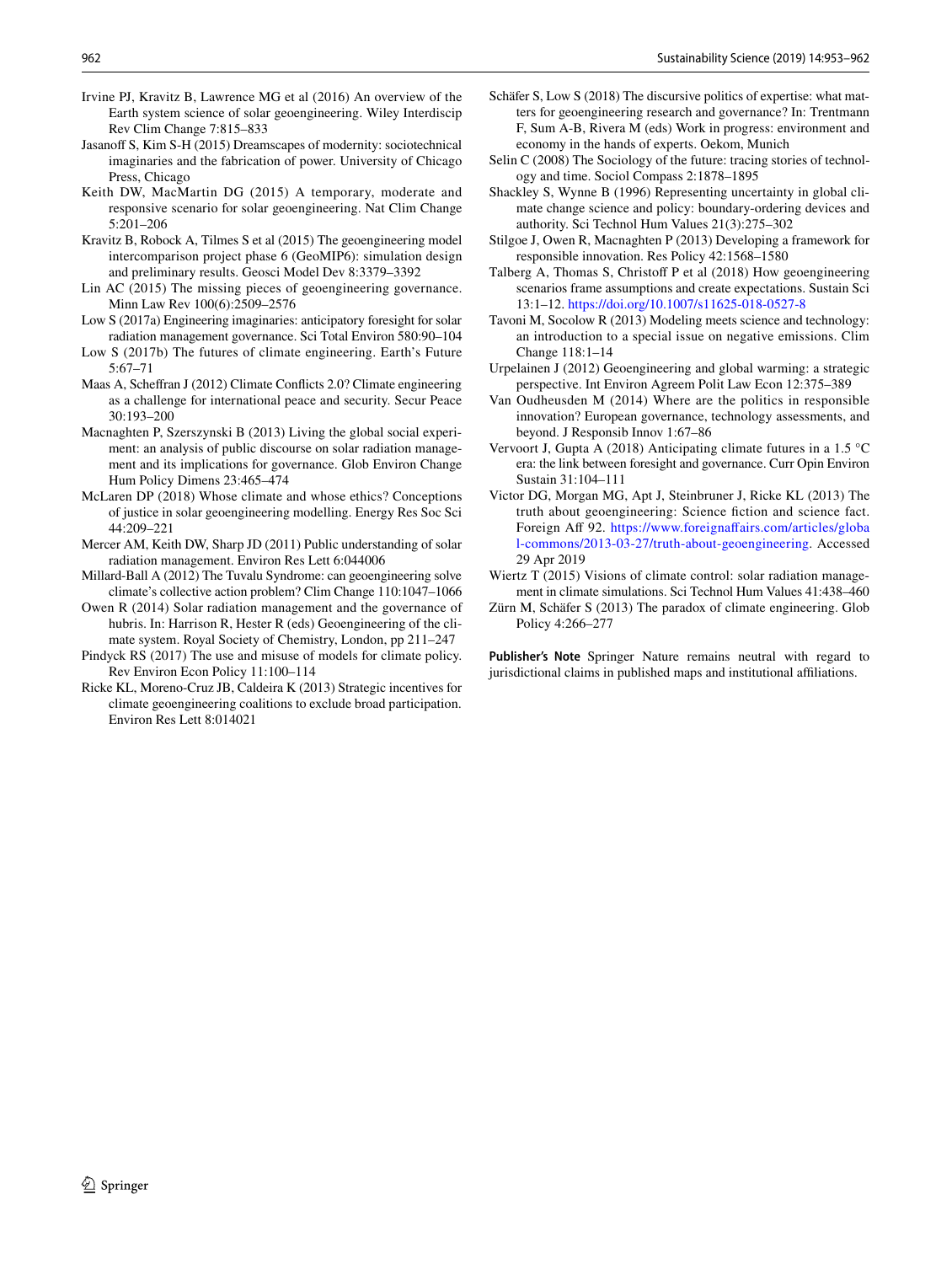Irvine PJ, Kravitz B, Lawrence MG et al (2016) An overview of the Earth system science of solar geoengineering. Wiley Interdiscip Rev Clim Change 7:815–833

Jasanoff S, Kim S-H (2015) Dreamscapes of modernity: sociotechnical imaginaries and the fabrication of power. University of Chicago Press, Chicago

Keith DW, MacMartin DG (2015) A temporary, moderate and responsive scenario for solar geoengineering. Nat Clim Change 5:201–206

Kravitz B, Robock A, Tilmes S et al (2015) The geoengineering model intercomparison project phase 6 (GeoMIP6): simulation design and preliminary results. Geosci Model Dev 8:3379–3392

Lin AC (2015) The missing pieces of geoengineering governance. Minn Law Rev 100(6):2509–2576

Low S (2017a) Engineering imaginaries: anticipatory foresight for solar radiation management governance. Sci Total Environ 580:90–104

Low S (2017b) The futures of climate engineering. Earth's Future 5:67–71

Maas A, Scheffran J (2012) Climate Conflicts 2.0? Climate engineering as a challenge for international peace and security. Secur Peace 30:193–200

Macnaghten P, Szerszynski B (2013) Living the global social experiment: an analysis of public discourse on solar radiation management and its implications for governance. Glob Environ Change Hum Policy Dimens 23:465–474

McLaren DP (2018) Whose climate and whose ethics? Conceptions of justice in solar geoengineering modelling. Energy Res Soc Sci 44:209–221

Mercer AM, Keith DW, Sharp JD (2011) Public understanding of solar radiation management. Environ Res Lett 6:044006

Millard-Ball A (2012) The Tuvalu Syndrome: can geoengineering solve climate's collective action problem? Clim Change 110:1047–1066

Owen R (2014) Solar radiation management and the governance of hubris. In: Harrison R, Hester R (eds) Geoengineering of the climate system. Royal Society of Chemistry, London, pp 211–247

Pindyck RS (2017) The use and misuse of models for climate policy. Rev Environ Econ Policy 11:100–114

Ricke KL, Moreno-Cruz JB, Caldeira K (2013) Strategic incentives for climate geoengineering coalitions to exclude broad participation. Environ Res Lett 8:014021

Schäfer S, Low S (2018) The discursive politics of expertise: what matters for geoengineering research and governance? In: Trentmann F, Sum A-B, Rivera M (eds) Work in progress: environment and economy in the hands of experts. Oekom, Munich

Selin C (2008) The Sociology of the future: tracing stories of technology and time. Sociol Compass 2:1878–1895

Shackley S, Wynne B (1996) Representing uncertainty in global climate change science and policy: boundary-ordering devices and authority. Sci Technol Hum Values 21(3):275–302

Stilgoe J, Owen R, Macnaghten P (2013) Developing a framework for responsible innovation. Res Policy 42:1568–1580

Talberg A, Thomas S, Christoff P et al (2018) How geoengineering scenarios frame assumptions and create expectations. Sustain Sci 13:1–12. https://doi.org/10.1007/s11625-018-0527-8

Tavoni M, Socolow R (2013) Modeling meets science and technology: an introduction to a special issue on negative emissions. Clim Change 118:1–14

Urpelainen J (2012) Geoengineering and global warming: a strategic perspective. Int Environ Agreem Polit Law Econ 12:375–389

Van Oudheusden M (2014) Where are the politics in responsible innovation? European governance, technology assessments, and beyond. J Responsib Innov 1:67–86

Vervoort J, Gupta A (2018) Anticipating climate futures in a 1.5 °C era: the link between foresight and governance. Curr Opin Environ Sustain 31:104–111

Victor DG, Morgan MG, Apt J, Steinbruner J, Ricke KL (2013) The truth about geoengineering: Science fiction and science fact. Foreign Aff 92. https://www.foreignaffairs.com/articles/global-commons/2013-03-27/truth-about-geoengineering. Accessed 29 Apr 2019

Wiertz T (2015) Visions of climate control: solar radiation management in climate simulations. Sci Technol Hum Values 41:438–460

Zürn M, Schäfer S (2013) The paradox of climate engineering. Glob Policy 4:266–277

**Publisher's Note** Springer Nature remains neutral with regard to jurisdictional claims in published maps and institutional affiliations.